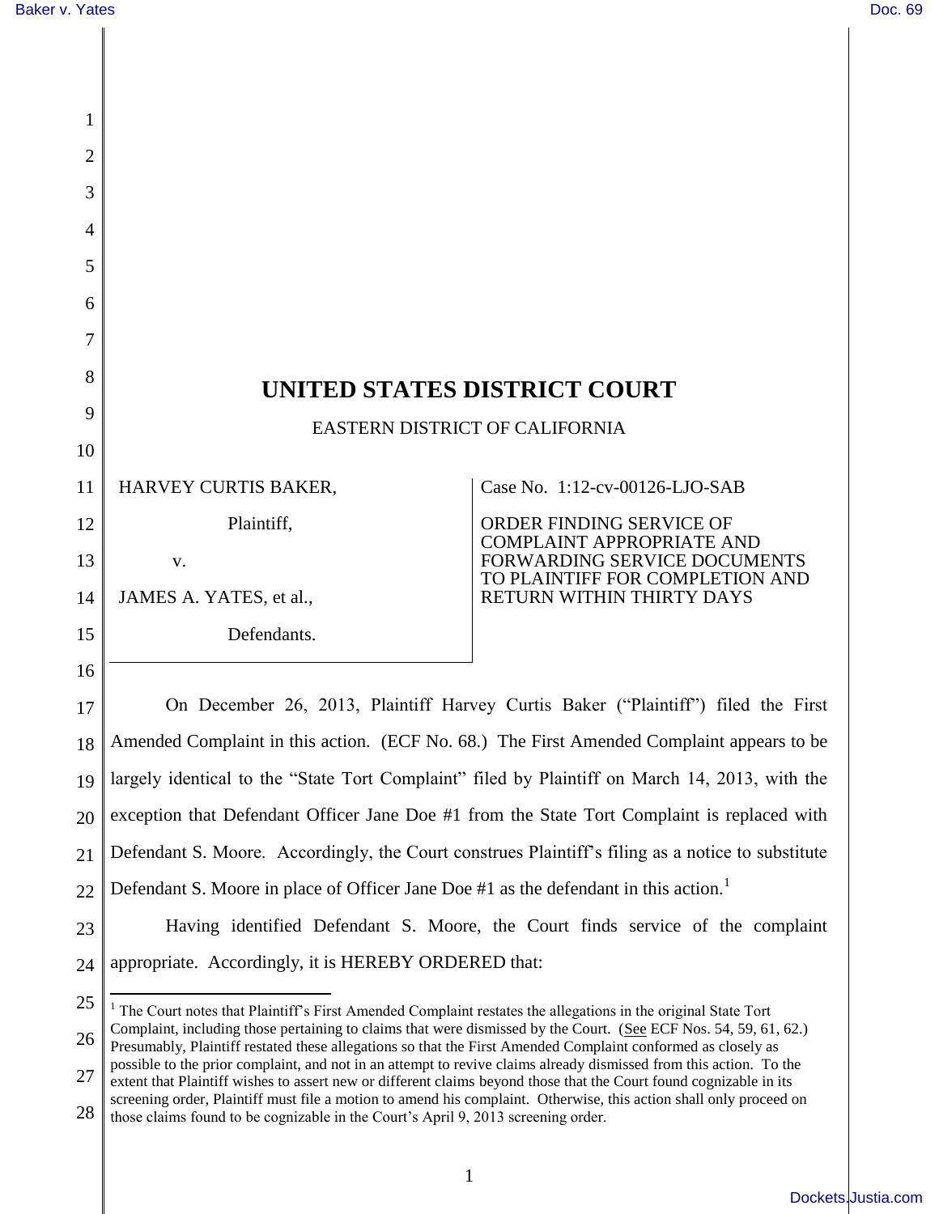# UNITED STATES DISTRICT COURT

EASTERN DISTRICT OF CALIFORNIA

| | |
|---|---|
| HARVEY CURTIS BAKER,<br><br>Plaintiff,<br><br>v.<br><br>JAMES A. YATES, et al.,<br><br>Defendants. | Case No. 1:12-cv-00126-LJO-SAB<br><br>ORDER FINDING SERVICE OF COMPLAINT APPROPRIATE AND FORWARDING SERVICE DOCUMENTS TO PLAINTIFF FOR COMPLETION AND RETURN WITHIN THIRTY DAYS |

On December 26, 2013, Plaintiff Harvey Curtis Baker ("Plaintiff") filed the First Amended Complaint in this action. (ECF No. 68.) The First Amended Complaint appears to be largely identical to the "State Tort Complaint" filed by Plaintiff on March 14, 2013, with the exception that Defendant Officer Jane Doe #1 from the State Tort Complaint is replaced with Defendant S. Moore. Accordingly, the Court construes Plaintiff's filing as a notice to substitute Defendant S. Moore in place of Officer Jane Doe #1 as the defendant in this action.[1]

Having identified Defendant S. Moore, the Court finds service of the complaint appropriate. Accordingly, it is HEREBY ORDERED that:

---

[1] The Court notes that Plaintiff's First Amended Complaint restates the allegations in the original State Tort Complaint, including those pertaining to claims that were dismissed by the Court. (See ECF Nos. 54, 59, 61, 62.) Presumably, Plaintiff restated these allegations so that the First Amended Complaint conformed as closely as possible to the prior complaint, and not in an attempt to revive claims already dismissed from this action. To the extent that Plaintiff wishes to assert new or different claims beyond those that the Court found cognizable in its screening order, Plaintiff must file a motion to amend his complaint. Otherwise, this action shall only proceed on those claims found to be cognizable in the Court's April 9, 2013 screening order.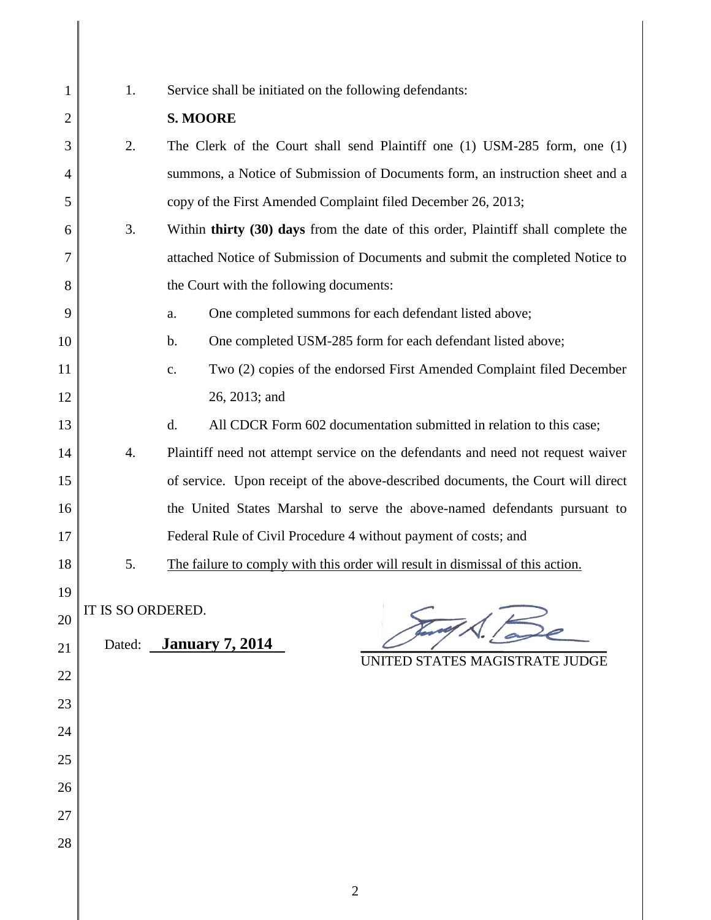1. Service shall be initiated on the following defendants:

   **S. MOORE**

2. The Clerk of the Court shall send Plaintiff one (1) USM-285 form, one (1) summons, a Notice of Submission of Documents form, an instruction sheet and a copy of the First Amended Complaint filed December 26, 2013;

3. Within **thirty (30) days** from the date of this order, Plaintiff shall complete the attached Notice of Submission of Documents and submit the completed Notice to the Court with the following documents:

   a. One completed summons for each defendant listed above;

   b. One completed USM-285 form for each defendant listed above;

   c. Two (2) copies of the endorsed First Amended Complaint filed December 26, 2013; and

   d. All CDCR Form 602 documentation submitted in relation to this case;

4. Plaintiff need not attempt service on the defendants and need not request waiver of service. Upon receipt of the above-described documents, the Court will direct the United States Marshal to serve the above-named defendants pursuant to Federal Rule of Civil Procedure 4 without payment of costs; and

5. The failure to comply with this order will result in dismissal of this action.

IT IS SO ORDERED.

Dated: **January 7, 2014**

UNITED STATES MAGISTRATE JUDGE